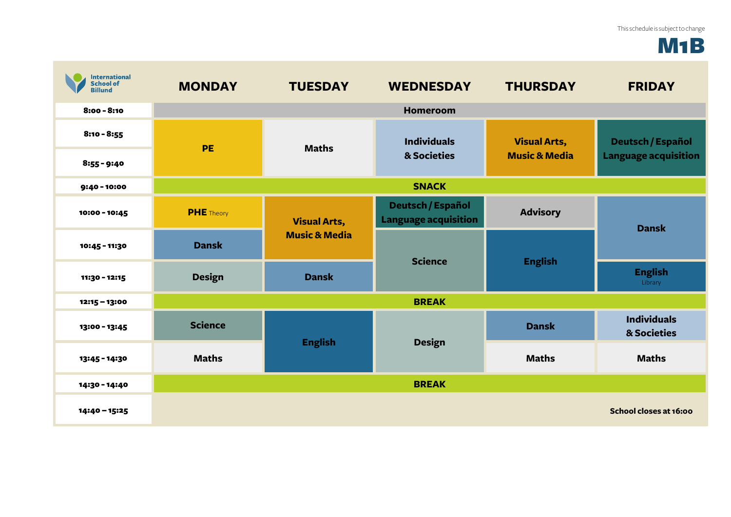This schedule is subject to change

# M1B

| International School of Billund | MONDAY | TUESDAY | WEDNESDAY | THURSDAY | FRIDAY |
|---|---|---|---|---|---|
| 8:00 - 8:10 | Homeroom | Homeroom | Homeroom | Homeroom | Homeroom |
| 8:10 - 8:55 | PE | Maths | Individuals & Societies | Visual Arts, Music & Media | Deutsch / Español Language acquisition |
| 8:55 - 9:40 | PE | Maths | Individuals & Societies | Visual Arts, Music & Media | Deutsch / Español Language acquisition |
| 9:40 - 10:00 | SNACK | SNACK | SNACK | SNACK | SNACK |
| 10:00 - 10:45 | PHE Theory | Visual Arts, Music & Media | Deutsch / Español Language acquisition | Advisory | Dansk |
| 10:45 - 11:30 | Dansk | Visual Arts, Music & Media | Science | English | Dansk |
| 11:30 - 12:15 | Design | Dansk | Science | English | English Library |
| 12:15 – 13:00 | BREAK | BREAK | BREAK | BREAK | BREAK |
| 13:00 - 13:45 | Science | English | Design | Dansk | Individuals & Societies |
| 13:45 - 14:30 | Maths | English | Design | Maths | Maths |
| 14:30 - 14:40 | BREAK | BREAK | BREAK | BREAK | BREAK |
| 14:40 – 15:25 | | | | | School closes at 16:00 |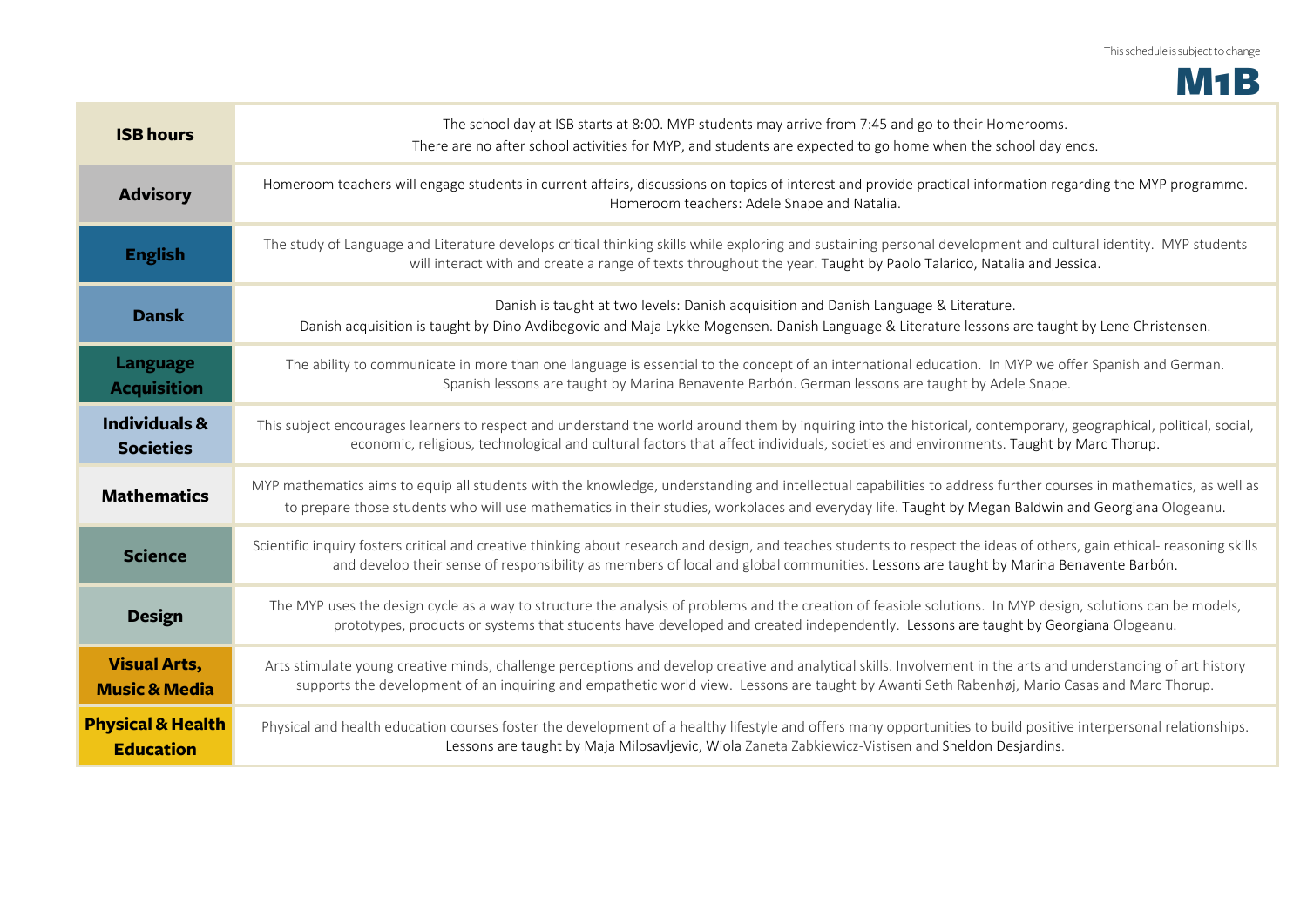This schedule is subject to change

# M1B

| | |
|---|---|
| **ISB hours** | The school day at ISB starts at 8:00. MYP students may arrive from 7:45 and go to their Homerooms. There are no after school activities for MYP, and students are expected to go home when the school day ends. |
| **Advisory** | Homeroom teachers will engage students in current affairs, discussions on topics of interest and provide practical information regarding the MYP programme. Homeroom teachers: Adele Snape and Natalia. |
| **English** | The study of Language and Literature develops critical thinking skills while exploring and sustaining personal development and cultural identity. MYP students will interact with and create a range of texts throughout the year. Taught by Paolo Talarico, Natalia and Jessica. |
| **Dansk** | Danish is taught at two levels: Danish acquisition and Danish Language & Literature. Danish acquisition is taught by Dino Avdibegovic and Maja Lykke Mogensen. Danish Language & Literature lessons are taught by Lene Christensen. |
| **Language Acquisition** | The ability to communicate in more than one language is essential to the concept of an international education. In MYP we offer Spanish and German. Spanish lessons are taught by Marina Benavente Barbón. German lessons are taught by Adele Snape. |
| **Individuals & Societies** | This subject encourages learners to respect and understand the world around them by inquiring into the historical, contemporary, geographical, political, social, economic, religious, technological and cultural factors that affect individuals, societies and environments. Taught by Marc Thorup. |
| **Mathematics** | MYP mathematics aims to equip all students with the knowledge, understanding and intellectual capabilities to address further courses in mathematics, as well as to prepare those students who will use mathematics in their studies, workplaces and everyday life. Taught by Megan Baldwin and Georgiana Ologeanu. |
| **Science** | Scientific inquiry fosters critical and creative thinking about research and design, and teaches students to respect the ideas of others, gain ethical- reasoning skills and develop their sense of responsibility as members of local and global communities. Lessons are taught by Marina Benavente Barbón. |
| **Design** | The MYP uses the design cycle as a way to structure the analysis of problems and the creation of feasible solutions. In MYP design, solutions can be models, prototypes, products or systems that students have developed and created independently. Lessons are taught by Georgiana Ologeanu. |
| **Visual Arts, Music & Media** | Arts stimulate young creative minds, challenge perceptions and develop creative and analytical skills. Involvement in the arts and understanding of art history supports the development of an inquiring and empathetic world view. Lessons are taught by Awanti Seth Rabenhøj, Mario Casas and Marc Thorup. |
| **Physical & Health Education** | Physical and health education courses foster the development of a healthy lifestyle and offers many opportunities to build positive interpersonal relationships. Lessons are taught by Maja Milosavljevic, Wiola Zaneta Zabkiewicz-Vistisen and Sheldon Desjardins. |